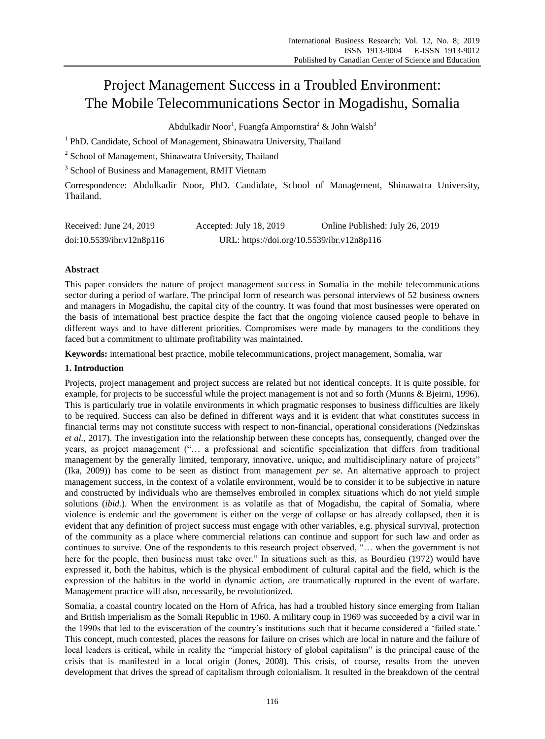# Project Management Success in a Troubled Environment: The Mobile Telecommunications Sector in Mogadishu, Somalia

Abdulkadir Noor[1], Fuangfa Ampornstira[2] & John Walsh[3]

[1] PhD. Candidate, School of Management, Shinawatra University, Thailand

[2] School of Management, Shinawatra University, Thailand

[3] School of Business and Management, RMIT Vietnam

Correspondence: Abdulkadir Noor, PhD. Candidate, School of Management, Shinawatra University, Thailand.

Received: June 24, 2019 Accepted: July 18, 2019 Online Published: July 26, 2019

doi:10.5539/ibr.v12n8p116 URL: https://doi.org/10.5539/ibr.v12n8p116

## Abstract

This paper considers the nature of project management success in Somalia in the mobile telecommunications sector during a period of warfare. The principal form of research was personal interviews of 52 business owners and managers in Mogadishu, the capital city of the country. It was found that most businesses were operated on the basis of international best practice despite the fact that the ongoing violence caused people to behave in different ways and to have different priorities. Compromises were made by managers to the conditions they faced but a commitment to ultimate profitability was maintained.

**Keywords:** international best practice, mobile telecommunications, project management, Somalia, war

## 1. Introduction

Projects, project management and project success are related but not identical concepts. It is quite possible, for example, for projects to be successful while the project management is not and so forth (Munns & Bjeirni, 1996). This is particularly true in volatile environments in which pragmatic responses to business difficulties are likely to be required. Success can also be defined in different ways and it is evident that what constitutes success in financial terms may not constitute success with respect to non-financial, operational considerations (Nedzinskas *et al.*, 2017). The investigation into the relationship between these concepts has, consequently, changed over the years, as project management ("… a professional and scientific specialization that differs from traditional management by the generally limited, temporary, innovative, unique, and multidisciplinary nature of projects" (Ika, 2009)) has come to be seen as distinct from management *per se*. An alternative approach to project management success, in the context of a volatile environment, would be to consider it to be subjective in nature and constructed by individuals who are themselves embroiled in complex situations which do not yield simple solutions (*ibid.*). When the environment is as volatile as that of Mogadishu, the capital of Somalia, where violence is endemic and the government is either on the verge of collapse or has already collapsed, then it is evident that any definition of project success must engage with other variables, e.g. physical survival, protection of the community as a place where commercial relations can continue and support for such law and order as continues to survive. One of the respondents to this research project observed, "… when the government is not here for the people, then business must take over." In situations such as this, as Bourdieu (1972) would have expressed it, both the habitus, which is the physical embodiment of cultural capital and the field, which is the expression of the habitus in the world in dynamic action, are traumatically ruptured in the event of warfare. Management practice will also, necessarily, be revolutionized.

Somalia, a coastal country located on the Horn of Africa, has had a troubled history since emerging from Italian and British imperialism as the Somali Republic in 1960. A military coup in 1969 was succeeded by a civil war in the 1990s that led to the evisceration of the country's institutions such that it became considered a 'failed state.' This concept, much contested, places the reasons for failure on crises which are local in nature and the failure of local leaders is critical, while in reality the "imperial history of global capitalism" is the principal cause of the crisis that is manifested in a local origin (Jones, 2008). This crisis, of course, results from the uneven development that drives the spread of capitalism through colonialism. It resulted in the breakdown of the central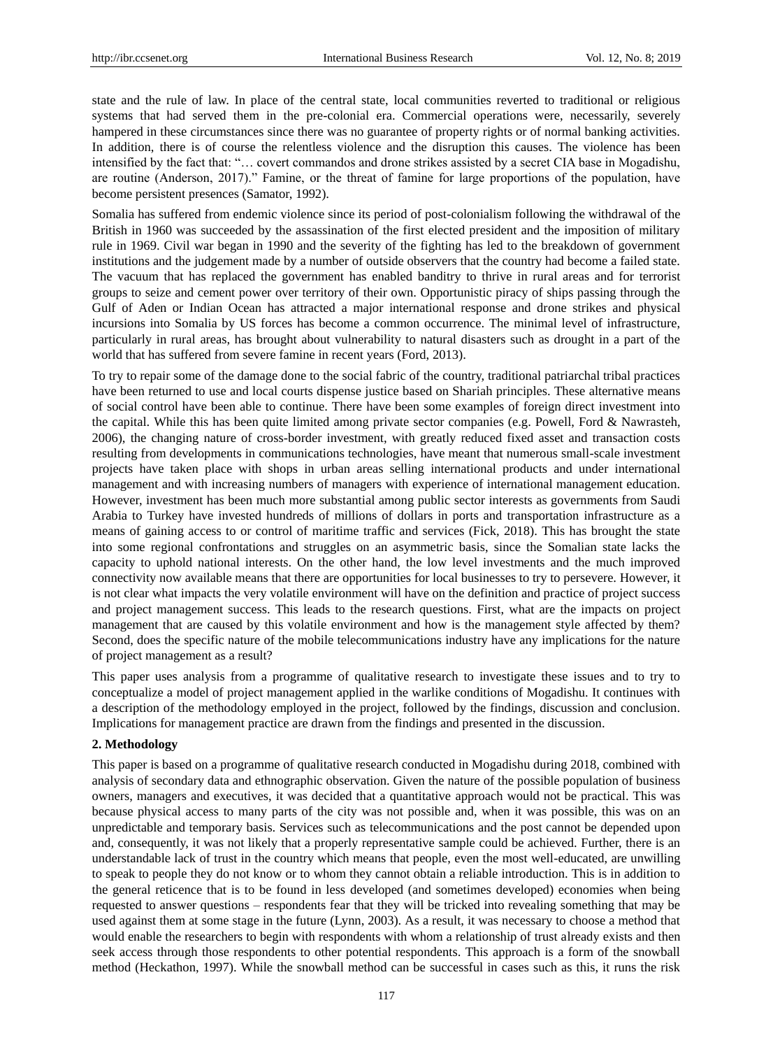state and the rule of law. In place of the central state, local communities reverted to traditional or religious systems that had served them in the pre-colonial era. Commercial operations were, necessarily, severely hampered in these circumstances since there was no guarantee of property rights or of normal banking activities. In addition, there is of course the relentless violence and the disruption this causes. The violence has been intensified by the fact that: "… covert commandos and drone strikes assisted by a secret CIA base in Mogadishu, are routine (Anderson, 2017)." Famine, or the threat of famine for large proportions of the population, have become persistent presences (Samator, 1992).

Somalia has suffered from endemic violence since its period of post-colonialism following the withdrawal of the British in 1960 was succeeded by the assassination of the first elected president and the imposition of military rule in 1969. Civil war began in 1990 and the severity of the fighting has led to the breakdown of government institutions and the judgement made by a number of outside observers that the country had become a failed state. The vacuum that has replaced the government has enabled banditry to thrive in rural areas and for terrorist groups to seize and cement power over territory of their own. Opportunistic piracy of ships passing through the Gulf of Aden or Indian Ocean has attracted a major international response and drone strikes and physical incursions into Somalia by US forces has become a common occurrence. The minimal level of infrastructure, particularly in rural areas, has brought about vulnerability to natural disasters such as drought in a part of the world that has suffered from severe famine in recent years (Ford, 2013).

To try to repair some of the damage done to the social fabric of the country, traditional patriarchal tribal practices have been returned to use and local courts dispense justice based on Shariah principles. These alternative means of social control have been able to continue. There have been some examples of foreign direct investment into the capital. While this has been quite limited among private sector companies (e.g. Powell, Ford & Nawrasteh, 2006), the changing nature of cross-border investment, with greatly reduced fixed asset and transaction costs resulting from developments in communications technologies, have meant that numerous small-scale investment projects have taken place with shops in urban areas selling international products and under international management and with increasing numbers of managers with experience of international management education. However, investment has been much more substantial among public sector interests as governments from Saudi Arabia to Turkey have invested hundreds of millions of dollars in ports and transportation infrastructure as a means of gaining access to or control of maritime traffic and services (Fick, 2018). This has brought the state into some regional confrontations and struggles on an asymmetric basis, since the Somalian state lacks the capacity to uphold national interests. On the other hand, the low level investments and the much improved connectivity now available means that there are opportunities for local businesses to try to persevere. However, it is not clear what impacts the very volatile environment will have on the definition and practice of project success and project management success. This leads to the research questions. First, what are the impacts on project management that are caused by this volatile environment and how is the management style affected by them? Second, does the specific nature of the mobile telecommunications industry have any implications for the nature of project management as a result?

This paper uses analysis from a programme of qualitative research to investigate these issues and to try to conceptualize a model of project management applied in the warlike conditions of Mogadishu. It continues with a description of the methodology employed in the project, followed by the findings, discussion and conclusion. Implications for management practice are drawn from the findings and presented in the discussion.

## 2. Methodology

This paper is based on a programme of qualitative research conducted in Mogadishu during 2018, combined with analysis of secondary data and ethnographic observation. Given the nature of the possible population of business owners, managers and executives, it was decided that a quantitative approach would not be practical. This was because physical access to many parts of the city was not possible and, when it was possible, this was on an unpredictable and temporary basis. Services such as telecommunications and the post cannot be depended upon and, consequently, it was not likely that a properly representative sample could be achieved. Further, there is an understandable lack of trust in the country which means that people, even the most well-educated, are unwilling to speak to people they do not know or to whom they cannot obtain a reliable introduction. This is in addition to the general reticence that is to be found in less developed (and sometimes developed) economies when being requested to answer questions – respondents fear that they will be tricked into revealing something that may be used against them at some stage in the future (Lynn, 2003). As a result, it was necessary to choose a method that would enable the researchers to begin with respondents with whom a relationship of trust already exists and then seek access through those respondents to other potential respondents. This approach is a form of the snowball method (Heckathon, 1997). While the snowball method can be successful in cases such as this, it runs the risk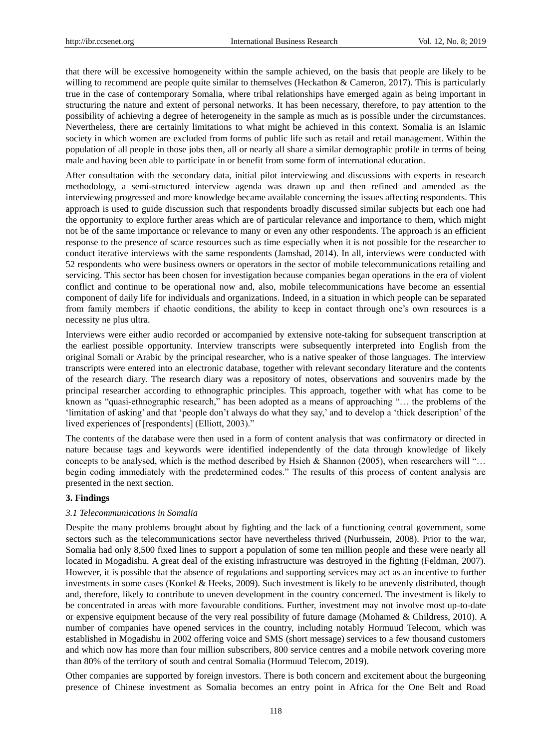that there will be excessive homogeneity within the sample achieved, on the basis that people are likely to be willing to recommend are people quite similar to themselves (Heckathon & Cameron, 2017). This is particularly true in the case of contemporary Somalia, where tribal relationships have emerged again as being important in structuring the nature and extent of personal networks. It has been necessary, therefore, to pay attention to the possibility of achieving a degree of heterogeneity in the sample as much as is possible under the circumstances. Nevertheless, there are certainly limitations to what might be achieved in this context. Somalia is an Islamic society in which women are excluded from forms of public life such as retail and retail management. Within the population of all people in those jobs then, all or nearly all share a similar demographic profile in terms of being male and having been able to participate in or benefit from some form of international education.

After consultation with the secondary data, initial pilot interviewing and discussions with experts in research methodology, a semi-structured interview agenda was drawn up and then refined and amended as the interviewing progressed and more knowledge became available concerning the issues affecting respondents. This approach is used to guide discussion such that respondents broadly discussed similar subjects but each one had the opportunity to explore further areas which are of particular relevance and importance to them, which might not be of the same importance or relevance to many or even any other respondents. The approach is an efficient response to the presence of scarce resources such as time especially when it is not possible for the researcher to conduct iterative interviews with the same respondents (Jamshad, 2014). In all, interviews were conducted with 52 respondents who were business owners or operators in the sector of mobile telecommunications retailing and servicing. This sector has been chosen for investigation because companies began operations in the era of violent conflict and continue to be operational now and, also, mobile telecommunications have become an essential component of daily life for individuals and organizations. Indeed, in a situation in which people can be separated from family members if chaotic conditions, the ability to keep in contact through one's own resources is a necessity ne plus ultra.

Interviews were either audio recorded or accompanied by extensive note-taking for subsequent transcription at the earliest possible opportunity. Interview transcripts were subsequently interpreted into English from the original Somali or Arabic by the principal researcher, who is a native speaker of those languages. The interview transcripts were entered into an electronic database, together with relevant secondary literature and the contents of the research diary. The research diary was a repository of notes, observations and souvenirs made by the principal researcher according to ethnographic principles. This approach, together with what has come to be known as "quasi-ethnographic research," has been adopted as a means of approaching "… the problems of the 'limitation of asking' and that 'people don't always do what they say,' and to develop a 'thick description' of the lived experiences of [respondents] (Elliott, 2003)."

The contents of the database were then used in a form of content analysis that was confirmatory or directed in nature because tags and keywords were identified independently of the data through knowledge of likely concepts to be analysed, which is the method described by Hsieh & Shannon (2005), when researchers will "… begin coding immediately with the predetermined codes." The results of this process of content analysis are presented in the next section.

## 3. Findings

### *3.1 Telecommunications in Somalia*

Despite the many problems brought about by fighting and the lack of a functioning central government, some sectors such as the telecommunications sector have nevertheless thrived (Nurhussein, 2008). Prior to the war, Somalia had only 8,500 fixed lines to support a population of some ten million people and these were nearly all located in Mogadishu. A great deal of the existing infrastructure was destroyed in the fighting (Feldman, 2007). However, it is possible that the absence of regulations and supporting services may act as an incentive to further investments in some cases (Konkel & Heeks, 2009). Such investment is likely to be unevenly distributed, though and, therefore, likely to contribute to uneven development in the country concerned. The investment is likely to be concentrated in areas with more favourable conditions. Further, investment may not involve most up-to-date or expensive equipment because of the very real possibility of future damage (Mohamed & Childress, 2010). A number of companies have opened services in the country, including notably Hormuud Telecom, which was established in Mogadishu in 2002 offering voice and SMS (short message) services to a few thousand customers and which now has more than four million subscribers, 800 service centres and a mobile network covering more than 80% of the territory of south and central Somalia (Hormuud Telecom, 2019).

Other companies are supported by foreign investors. There is both concern and excitement about the burgeoning presence of Chinese investment as Somalia becomes an entry point in Africa for the One Belt and Road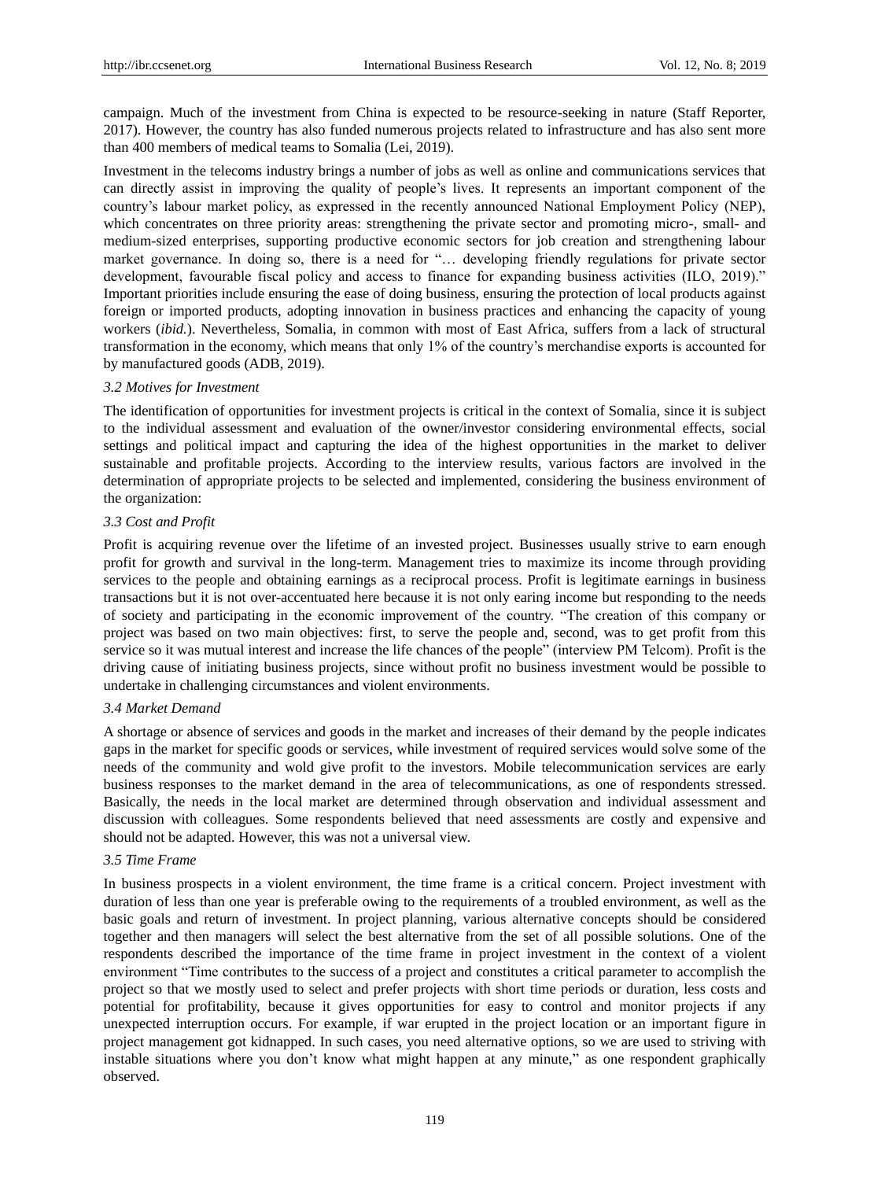campaign. Much of the investment from China is expected to be resource-seeking in nature (Staff Reporter, 2017). However, the country has also funded numerous projects related to infrastructure and has also sent more than 400 members of medical teams to Somalia (Lei, 2019).

Investment in the telecoms industry brings a number of jobs as well as online and communications services that can directly assist in improving the quality of people's lives. It represents an important component of the country's labour market policy, as expressed in the recently announced National Employment Policy (NEP), which concentrates on three priority areas: strengthening the private sector and promoting micro-, small- and medium-sized enterprises, supporting productive economic sectors for job creation and strengthening labour market governance. In doing so, there is a need for "… developing friendly regulations for private sector development, favourable fiscal policy and access to finance for expanding business activities (ILO, 2019)." Important priorities include ensuring the ease of doing business, ensuring the protection of local products against foreign or imported products, adopting innovation in business practices and enhancing the capacity of young workers (*ibid.*). Nevertheless, Somalia, in common with most of East Africa, suffers from a lack of structural transformation in the economy, which means that only 1% of the country's merchandise exports is accounted for by manufactured goods (ADB, 2019).

### *3.2 Motives for Investment*

The identification of opportunities for investment projects is critical in the context of Somalia, since it is subject to the individual assessment and evaluation of the owner/investor considering environmental effects, social settings and political impact and capturing the idea of the highest opportunities in the market to deliver sustainable and profitable projects. According to the interview results, various factors are involved in the determination of appropriate projects to be selected and implemented, considering the business environment of the organization:

### *3.3 Cost and Profit*

Profit is acquiring revenue over the lifetime of an invested project. Businesses usually strive to earn enough profit for growth and survival in the long-term. Management tries to maximize its income through providing services to the people and obtaining earnings as a reciprocal process. Profit is legitimate earnings in business transactions but it is not over-accentuated here because it is not only earing income but responding to the needs of society and participating in the economic improvement of the country. "The creation of this company or project was based on two main objectives: first, to serve the people and, second, was to get profit from this service so it was mutual interest and increase the life chances of the people" (interview PM Telcom). Profit is the driving cause of initiating business projects, since without profit no business investment would be possible to undertake in challenging circumstances and violent environments.

### *3.4 Market Demand*

A shortage or absence of services and goods in the market and increases of their demand by the people indicates gaps in the market for specific goods or services, while investment of required services would solve some of the needs of the community and wold give profit to the investors. Mobile telecommunication services are early business responses to the market demand in the area of telecommunications, as one of respondents stressed. Basically, the needs in the local market are determined through observation and individual assessment and discussion with colleagues. Some respondents believed that need assessments are costly and expensive and should not be adapted. However, this was not a universal view.

### *3.5 Time Frame*

In business prospects in a violent environment, the time frame is a critical concern. Project investment with duration of less than one year is preferable owing to the requirements of a troubled environment, as well as the basic goals and return of investment. In project planning, various alternative concepts should be considered together and then managers will select the best alternative from the set of all possible solutions. One of the respondents described the importance of the time frame in project investment in the context of a violent environment "Time contributes to the success of a project and constitutes a critical parameter to accomplish the project so that we mostly used to select and prefer projects with short time periods or duration, less costs and potential for profitability, because it gives opportunities for easy to control and monitor projects if any unexpected interruption occurs. For example, if war erupted in the project location or an important figure in project management got kidnapped. In such cases, you need alternative options, so we are used to striving with instable situations where you don't know what might happen at any minute," as one respondent graphically observed.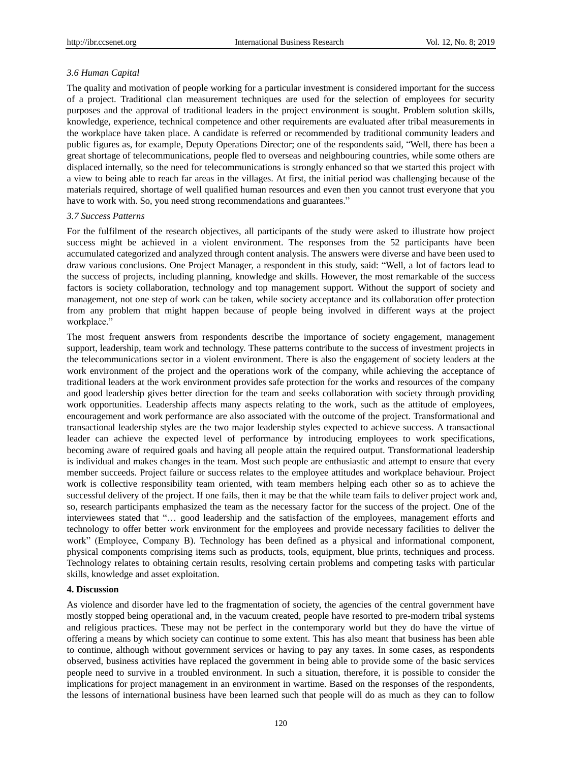### *3.6 Human Capital*

The quality and motivation of people working for a particular investment is considered important for the success of a project. Traditional clan measurement techniques are used for the selection of employees for security purposes and the approval of traditional leaders in the project environment is sought. Problem solution skills, knowledge, experience, technical competence and other requirements are evaluated after tribal measurements in the workplace have taken place. A candidate is referred or recommended by traditional community leaders and public figures as, for example, Deputy Operations Director; one of the respondents said, "Well, there has been a great shortage of telecommunications, people fled to overseas and neighbouring countries, while some others are displaced internally, so the need for telecommunications is strongly enhanced so that we started this project with a view to being able to reach far areas in the villages. At first, the initial period was challenging because of the materials required, shortage of well qualified human resources and even then you cannot trust everyone that you have to work with. So, you need strong recommendations and guarantees."

### *3.7 Success Patterns*

For the fulfilment of the research objectives, all participants of the study were asked to illustrate how project success might be achieved in a violent environment. The responses from the 52 participants have been accumulated categorized and analyzed through content analysis. The answers were diverse and have been used to draw various conclusions. One Project Manager, a respondent in this study, said: "Well, a lot of factors lead to the success of projects, including planning, knowledge and skills. However, the most remarkable of the success factors is society collaboration, technology and top management support. Without the support of society and management, not one step of work can be taken, while society acceptance and its collaboration offer protection from any problem that might happen because of people being involved in different ways at the project workplace."

The most frequent answers from respondents describe the importance of society engagement, management support, leadership, team work and technology. These patterns contribute to the success of investment projects in the telecommunications sector in a violent environment. There is also the engagement of society leaders at the work environment of the project and the operations work of the company, while achieving the acceptance of traditional leaders at the work environment provides safe protection for the works and resources of the company and good leadership gives better direction for the team and seeks collaboration with society through providing work opportunities. Leadership affects many aspects relating to the work, such as the attitude of employees, encouragement and work performance are also associated with the outcome of the project. Transformational and transactional leadership styles are the two major leadership styles expected to achieve success. A transactional leader can achieve the expected level of performance by introducing employees to work specifications, becoming aware of required goals and having all people attain the required output. Transformational leadership is individual and makes changes in the team. Most such people are enthusiastic and attempt to ensure that every member succeeds. Project failure or success relates to the employee attitudes and workplace behaviour. Project work is collective responsibility team oriented, with team members helping each other so as to achieve the successful delivery of the project. If one fails, then it may be that the while team fails to deliver project work and, so, research participants emphasized the team as the necessary factor for the success of the project. One of the interviewees stated that "… good leadership and the satisfaction of the employees, management efforts and technology to offer better work environment for the employees and provide necessary facilities to deliver the work" (Employee, Company B). Technology has been defined as a physical and informational component, physical components comprising items such as products, tools, equipment, blue prints, techniques and process. Technology relates to obtaining certain results, resolving certain problems and competing tasks with particular skills, knowledge and asset exploitation.

## 4. Discussion

As violence and disorder have led to the fragmentation of society, the agencies of the central government have mostly stopped being operational and, in the vacuum created, people have resorted to pre-modern tribal systems and religious practices. These may not be perfect in the contemporary world but they do have the virtue of offering a means by which society can continue to some extent. This has also meant that business has been able to continue, although without government services or having to pay any taxes. In some cases, as respondents observed, business activities have replaced the government in being able to provide some of the basic services people need to survive in a troubled environment. In such a situation, therefore, it is possible to consider the implications for project management in an environment in wartime. Based on the responses of the respondents, the lessons of international business have been learned such that people will do as much as they can to follow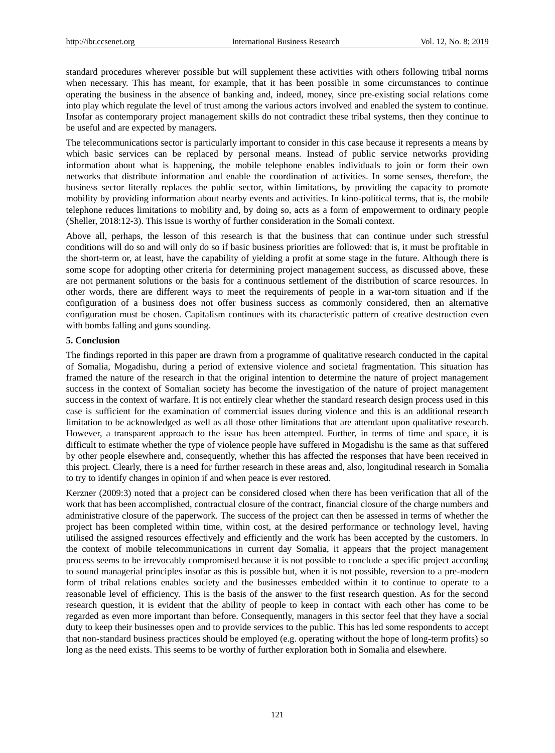standard procedures wherever possible but will supplement these activities with others following tribal norms when necessary. This has meant, for example, that it has been possible in some circumstances to continue operating the business in the absence of banking and, indeed, money, since pre-existing social relations come into play which regulate the level of trust among the various actors involved and enabled the system to continue. Insofar as contemporary project management skills do not contradict these tribal systems, then they continue to be useful and are expected by managers.

The telecommunications sector is particularly important to consider in this case because it represents a means by which basic services can be replaced by personal means. Instead of public service networks providing information about what is happening, the mobile telephone enables individuals to join or form their own networks that distribute information and enable the coordination of activities. In some senses, therefore, the business sector literally replaces the public sector, within limitations, by providing the capacity to promote mobility by providing information about nearby events and activities. In kino-political terms, that is, the mobile telephone reduces limitations to mobility and, by doing so, acts as a form of empowerment to ordinary people (Sheller, 2018:12-3). This issue is worthy of further consideration in the Somali context.

Above all, perhaps, the lesson of this research is that the business that can continue under such stressful conditions will do so and will only do so if basic business priorities are followed: that is, it must be profitable in the short-term or, at least, have the capability of yielding a profit at some stage in the future. Although there is some scope for adopting other criteria for determining project management success, as discussed above, these are not permanent solutions or the basis for a continuous settlement of the distribution of scarce resources. In other words, there are different ways to meet the requirements of people in a war-torn situation and if the configuration of a business does not offer business success as commonly considered, then an alternative configuration must be chosen. Capitalism continues with its characteristic pattern of creative destruction even with bombs falling and guns sounding.

## 5. Conclusion

The findings reported in this paper are drawn from a programme of qualitative research conducted in the capital of Somalia, Mogadishu, during a period of extensive violence and societal fragmentation. This situation has framed the nature of the research in that the original intention to determine the nature of project management success in the context of Somalian society has become the investigation of the nature of project management success in the context of warfare. It is not entirely clear whether the standard research design process used in this case is sufficient for the examination of commercial issues during violence and this is an additional research limitation to be acknowledged as well as all those other limitations that are attendant upon qualitative research. However, a transparent approach to the issue has been attempted. Further, in terms of time and space, it is difficult to estimate whether the type of violence people have suffered in Mogadishu is the same as that suffered by other people elsewhere and, consequently, whether this has affected the responses that have been received in this project. Clearly, there is a need for further research in these areas and, also, longitudinal research in Somalia to try to identify changes in opinion if and when peace is ever restored.

Kerzner (2009:3) noted that a project can be considered closed when there has been verification that all of the work that has been accomplished, contractual closure of the contract, financial closure of the charge numbers and administrative closure of the paperwork. The success of the project can then be assessed in terms of whether the project has been completed within time, within cost, at the desired performance or technology level, having utilised the assigned resources effectively and efficiently and the work has been accepted by the customers. In the context of mobile telecommunications in current day Somalia, it appears that the project management process seems to be irrevocably compromised because it is not possible to conclude a specific project according to sound managerial principles insofar as this is possible but, when it is not possible, reversion to a pre-modern form of tribal relations enables society and the businesses embedded within it to continue to operate to a reasonable level of efficiency. This is the basis of the answer to the first research question. As for the second research question, it is evident that the ability of people to keep in contact with each other has come to be regarded as even more important than before. Consequently, managers in this sector feel that they have a social duty to keep their businesses open and to provide services to the public. This has led some respondents to accept that non-standard business practices should be employed (e.g. operating without the hope of long-term profits) so long as the need exists. This seems to be worthy of further exploration both in Somalia and elsewhere.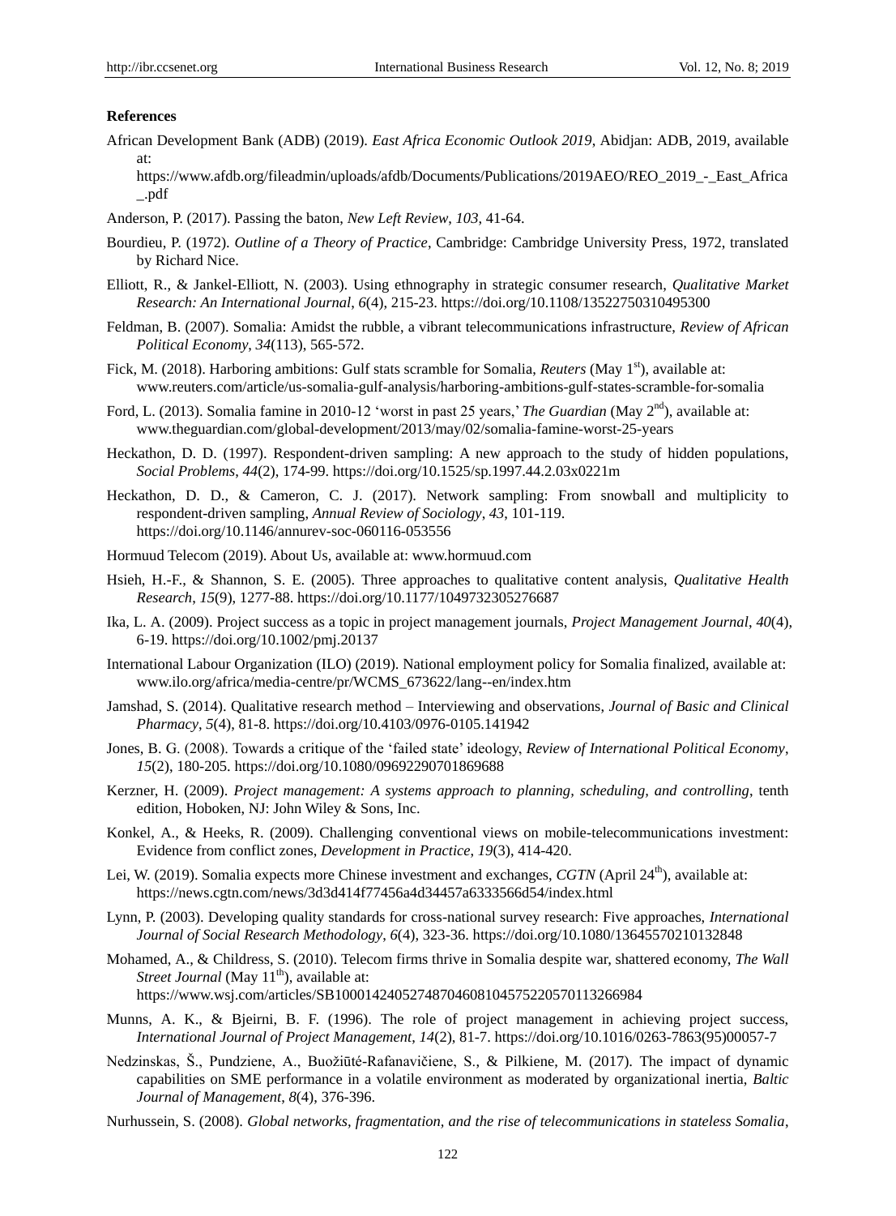**References**

African Development Bank (ADB) (2019). *East Africa Economic Outlook 2019*, Abidjan: ADB, 2019, available at: https://www.afdb.org/fileadmin/uploads/afdb/Documents/Publications/2019AEO/REO_2019_-_East_Africa_.pdf

Anderson, P. (2017). Passing the baton, *New Left Review*, *103*, 41-64.

Bourdieu, P. (1972). *Outline of a Theory of Practice*, Cambridge: Cambridge University Press, 1972, translated by Richard Nice.

Elliott, R., & Jankel-Elliott, N. (2003). Using ethnography in strategic consumer research, *Qualitative Market Research: An International Journal*, *6*(4), 215-23. https://doi.org/10.1108/13522750310495300

Feldman, B. (2007). Somalia: Amidst the rubble, a vibrant telecommunications infrastructure, *Review of African Political Economy*, *34*(113), 565-572.

Fick, M. (2018). Harboring ambitions: Gulf stats scramble for Somalia, *Reuters* (May 1st), available at: www.reuters.com/article/us-somalia-gulf-analysis/harboring-ambitions-gulf-states-scramble-for-somalia

Ford, L. (2013). Somalia famine in 2010-12 'worst in past 25 years,' *The Guardian* (May 2nd), available at: www.theguardian.com/global-development/2013/may/02/somalia-famine-worst-25-years

Heckathon, D. D. (1997). Respondent-driven sampling: A new approach to the study of hidden populations, *Social Problems*, *44*(2), 174-99. https://doi.org/10.1525/sp.1997.44.2.03x0221m

Heckathon, D. D., & Cameron, C. J. (2017). Network sampling: From snowball and multiplicity to respondent-driven sampling, *Annual Review of Sociology*, *43*, 101-119. https://doi.org/10.1146/annurev-soc-060116-053556

Hormuud Telecom (2019). About Us, available at: www.hormuud.com

Hsieh, H.-F., & Shannon, S. E. (2005). Three approaches to qualitative content analysis, *Qualitative Health Research*, *15*(9), 1277-88. https://doi.org/10.1177/1049732305276687

Ika, L. A. (2009). Project success as a topic in project management journals, *Project Management Journal*, *40*(4), 6-19. https://doi.org/10.1002/pmj.20137

International Labour Organization (ILO) (2019). National employment policy for Somalia finalized, available at: www.ilo.org/africa/media-centre/pr/WCMS_673622/lang--en/index.htm

Jamshad, S. (2014). Qualitative research method – Interviewing and observations, *Journal of Basic and Clinical Pharmacy*, *5*(4), 81-8. https://doi.org/10.4103/0976-0105.141942

Jones, B. G. (2008). Towards a critique of the 'failed state' ideology, *Review of International Political Economy*, *15*(2), 180-205. https://doi.org/10.1080/09692290701869688

Kerzner, H. (2009). *Project management: A systems approach to planning, scheduling, and controlling*, tenth edition, Hoboken, NJ: John Wiley & Sons, Inc.

Konkel, A., & Heeks, R. (2009). Challenging conventional views on mobile-telecommunications investment: Evidence from conflict zones, *Development in Practice*, *19*(3), 414-420.

Lei, W. (2019). Somalia expects more Chinese investment and exchanges, *CGTN* (April 24th), available at: https://news.cgtn.com/news/3d3d414f77456a4d34457a6333566d54/index.html

Lynn, P. (2003). Developing quality standards for cross-national survey research: Five approaches, *International Journal of Social Research Methodology*, *6*(4), 323-36. https://doi.org/10.1080/13645570210132848

Mohamed, A., & Childress, S. (2010). Telecom firms thrive in Somalia despite war, shattered economy, *The Wall Street Journal* (May 11th), available at: https://www.wsj.com/articles/SB10001424052748704608104575220570113266984

Munns, A. K., & Bjeirni, B. F. (1996). The role of project management in achieving project success, *International Journal of Project Management*, *14*(2), 81-7. https://doi.org/10.1016/0263-7863(95)00057-7

Nedzinskas, Š., Pundziene, A., Buožiūté-Rafanavičiene, S., & Pilkiene, M. (2017). The impact of dynamic capabilities on SME performance in a volatile environment as moderated by organizational inertia, *Baltic Journal of Management*, *8*(4), 376-396.

Nurhussein, S. (2008). *Global networks, fragmentation, and the rise of telecommunications in stateless Somalia*,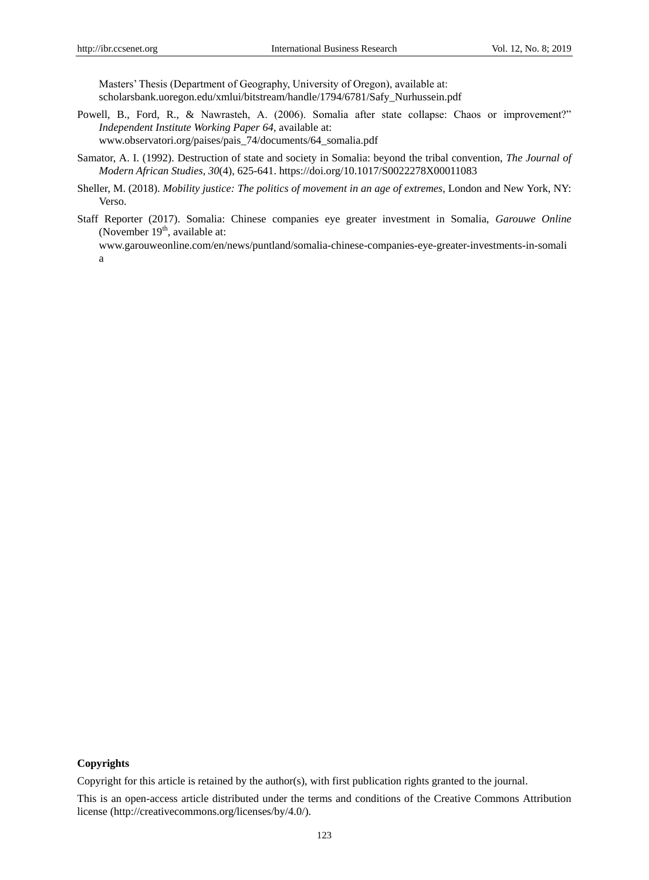Masters' Thesis (Department of Geography, University of Oregon), available at: scholarsbank.uoregon.edu/xmlui/bitstream/handle/1794/6781/Safy_Nurhussein.pdf

Powell, B., Ford, R., & Nawrasteh, A. (2006). Somalia after state collapse: Chaos or improvement?" *Independent Institute Working Paper 64*, available at: www.observatori.org/paises/pais_74/documents/64_somalia.pdf

Samator, A. I. (1992). Destruction of state and society in Somalia: beyond the tribal convention, *The Journal of Modern African Studies*, *30*(4), 625-641. https://doi.org/10.1017/S0022278X00011083

Sheller, M. (2018). *Mobility justice: The politics of movement in an age of extremes*, London and New York, NY: Verso.

Staff Reporter (2017). Somalia: Chinese companies eye greater investment in Somalia, *Garouwe Online* (November 19th, available at: www.garouweonline.com/en/news/puntland/somalia-chinese-companies-eye-greater-investments-in-somalia

**Copyrights**

Copyright for this article is retained by the author(s), with first publication rights granted to the journal.

This is an open-access article distributed under the terms and conditions of the Creative Commons Attribution license (http://creativecommons.org/licenses/by/4.0/).